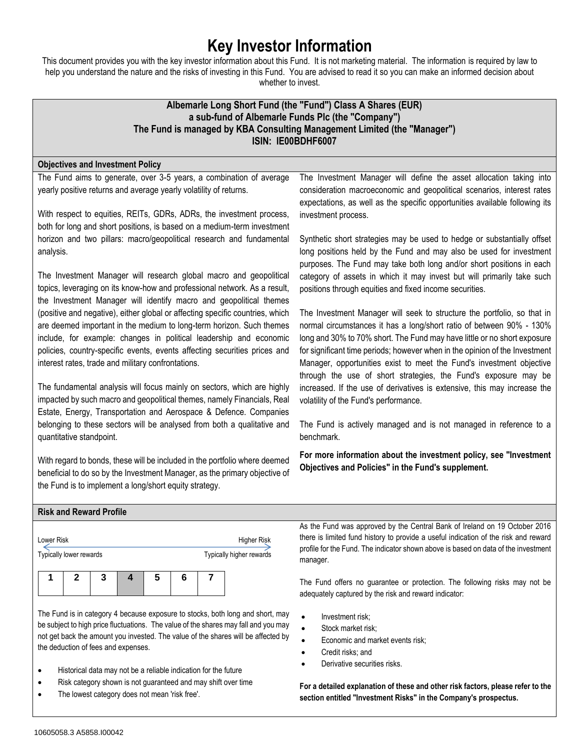# Key Investor Information

This document provides you with the key investor information about this Fund. It is not marketing material. The information is required by law to help you understand the nature and the risks of investing in this Fund. You are advised to read it so you can make an informed decision about whether to invest.

**Albemarle Long Short Fund (the "Fund") Class A Shares (EUR)**
**a sub-fund of Albemarle Funds Plc (the "Company")**
**The Fund is managed by KBA Consulting Management Limited (the "Manager")**
**ISIN: IE00BDHF6007**

## Objectives and Investment Policy

The Fund aims to generate, over 3-5 years, a combination of average yearly positive returns and average yearly volatility of returns.

With respect to equities, REITs, GDRs, ADRs, the investment process, both for long and short positions, is based on a medium-term investment horizon and two pillars: macro/geopolitical research and fundamental analysis.

The Investment Manager will research global macro and geopolitical topics, leveraging on its know-how and professional network. As a result, the Investment Manager will identify macro and geopolitical themes (positive and negative), either global or affecting specific countries, which are deemed important in the medium to long-term horizon. Such themes include, for example: changes in political leadership and economic policies, country-specific events, events affecting securities prices and interest rates, trade and military confrontations.

The fundamental analysis will focus mainly on sectors, which are highly impacted by such macro and geopolitical themes, namely Financials, Real Estate, Energy, Transportation and Aerospace & Defence. Companies belonging to these sectors will be analysed from both a qualitative and quantitative standpoint.

With regard to bonds, these will be included in the portfolio where deemed beneficial to do so by the Investment Manager, as the primary objective of the Fund is to implement a long/short equity strategy.

The Investment Manager will define the asset allocation taking into consideration macroeconomic and geopolitical scenarios, interest rates expectations, as well as the specific opportunities available following its investment process.

Synthetic short strategies may be used to hedge or substantially offset long positions held by the Fund and may also be used for investment purposes. The Fund may take both long and/or short positions in each category of assets in which it may invest but will primarily take such positions through equities and fixed income securities.

The Investment Manager will seek to structure the portfolio, so that in normal circumstances it has a long/short ratio of between 90% - 130% long and 30% to 70% short. The Fund may have little or no short exposure for significant time periods; however when in the opinion of the Investment Manager, opportunities exist to meet the Fund's investment objective through the use of short strategies, the Fund's exposure may be increased. If the use of derivatives is extensive, this may increase the volatility of the Fund's performance.

The Fund is actively managed and is not managed in reference to a benchmark.

**For more information about the investment policy, see "Investment Objectives and Policies" in the Fund's supplement.**

## Risk and Reward Profile

Lower Risk — Higher Risk

Typically lower rewards — Typically higher rewards

| 1 | 2 | 3 | **4** | 5 | 6 | 7 |
|---|---|---|---|---|---|---|

The Fund is in category 4 because exposure to stocks, both long and short, may be subject to high price fluctuations. The value of the shares may fall and you may not get back the amount you invested. The value of the shares will be affected by the deduction of fees and expenses.

- Historical data may not be a reliable indication for the future
- Risk category shown is not guaranteed and may shift over time
- The lowest category does not mean 'risk free'.

As the Fund was approved by the Central Bank of Ireland on 19 October 2016 there is limited fund history to provide a useful indication of the risk and reward profile for the Fund. The indicator shown above is based on data of the investment manager.

The Fund offers no guarantee or protection. The following risks may not be adequately captured by the risk and reward indicator:

- Investment risk;
- Stock market risk;
- Economic and market events risk;
- Credit risks; and
- Derivative securities risks.

**For a detailed explanation of these and other risk factors, please refer to the section entitled "Investment Risks" in the Company's prospectus.**

10605058.3 A5858.I00042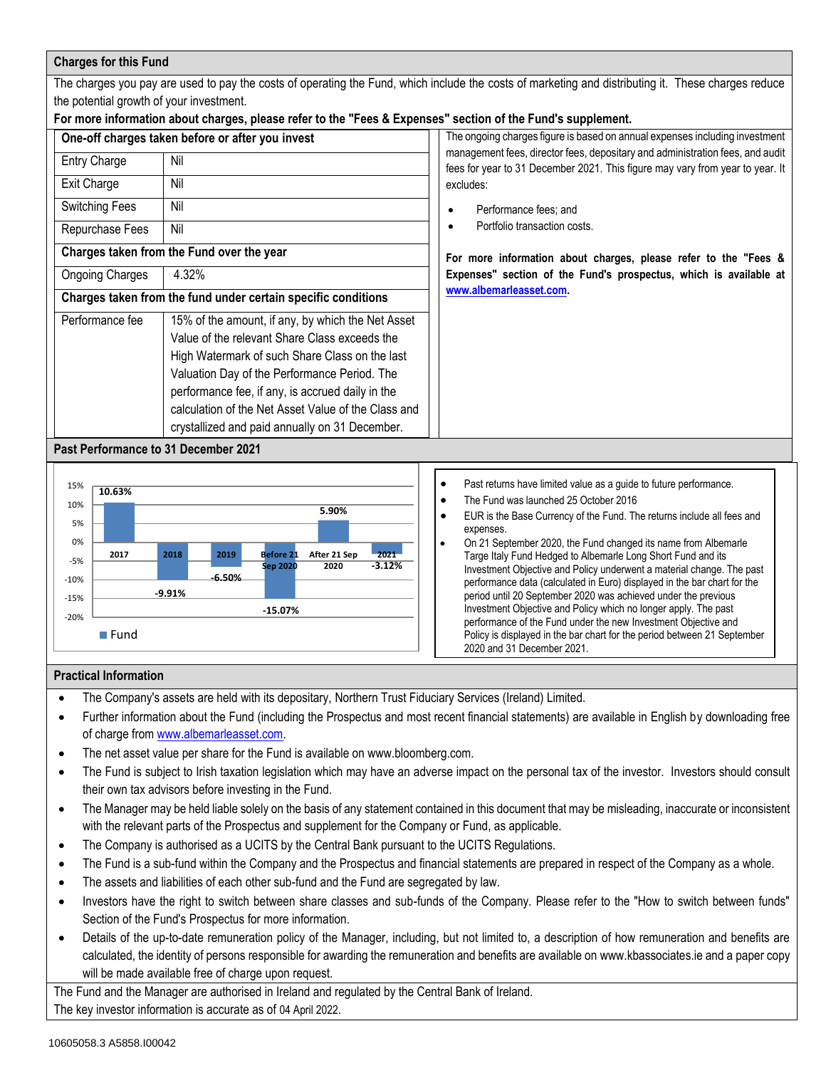## Charges for this Fund

The charges you pay are used to pay the costs of operating the Fund, which include the costs of marketing and distributing it. These charges reduce the potential growth of your investment.

**For more information about charges, please refer to the "Fees & Expenses" section of the Fund's supplement.**

| | |
|---|---|
| **One-off charges taken before or after you invest** | |
| Entry Charge | Nil |
| Exit Charge | Nil |
| Switching Fees | Nil |
| Repurchase Fees | Nil |
| **Charges taken from the Fund over the year** | |
| Ongoing Charges | 4.32% |
| **Charges taken from the fund under certain specific conditions** | |
| Performance fee | 15% of the amount, if any, by which the Net Asset Value of the relevant Share Class exceeds the High Watermark of such Share Class on the last Valuation Day of the Performance Period. The performance fee, if any, is accrued daily in the calculation of the Net Asset Value of the Class and crystallized and paid annually on 31 December. |

The ongoing charges figure is based on annual expenses including investment management fees, director fees, depositary and administration fees, and audit fees for year to 31 December 2021. This figure may vary from year to year. It excludes:

- Performance fees; and
- Portfolio transaction costs.

**For more information about charges, please refer to the "Fees & Expenses" section of the Fund's prospectus, which is available at [www.albemarleasset.com](www.albemarleasset.com).**

## Past Performance to 31 December 2021

15%
10%
5%
0%
-5%
-10%
-15%
-20%

2017: 10.63%
2018: -9.91%
2019: -6.50%
Before 21 Sep 2020: -15.07%
After 21 Sep 2020: 5.90%
2021: -3.12%

Fund

- Past returns have limited value as a guide to future performance.
- The Fund was launched 25 October 2016
- EUR is the Base Currency of the Fund. The returns include all fees and expenses.
- On 21 September 2020, the Fund changed its name from Albemarle Targe Italy Fund Hedged to Albemarle Long Short Fund and its Investment Objective and Policy underwent a material change. The past performance data (calculated in Euro) displayed in the bar chart for the period until 20 September 2020 was achieved under the previous Investment Objective and Policy which no longer apply. The past performance of the Fund under the new Investment Objective and Policy is displayed in the bar chart for the period between 21 September 2020 and 31 December 2021.

## Practical Information

- The Company's assets are held with its depositary, Northern Trust Fiduciary Services (Ireland) Limited.
- Further information about the Fund (including the Prospectus and most recent financial statements) are available in English by downloading free of charge from [www.albemarleasset.com](www.albemarleasset.com).
- The net asset value per share for the Fund is available on www.bloomberg.com.
- The Fund is subject to Irish taxation legislation which may have an adverse impact on the personal tax of the investor. Investors should consult their own tax advisors before investing in the Fund.
- The Manager may be held liable solely on the basis of any statement contained in this document that may be misleading, inaccurate or inconsistent with the relevant parts of the Prospectus and supplement for the Company or Fund, as applicable.
- The Company is authorised as a UCITS by the Central Bank pursuant to the UCITS Regulations.
- The Fund is a sub-fund within the Company and the Prospectus and financial statements are prepared in respect of the Company as a whole.
- The assets and liabilities of each other sub-fund and the Fund are segregated by law.
- Investors have the right to switch between share classes and sub-funds of the Company. Please refer to the "How to switch between funds" Section of the Fund's Prospectus for more information.
- Details of the up-to-date remuneration policy of the Manager, including, but not limited to, a description of how remuneration and benefits are calculated, the identity of persons responsible for awarding the remuneration and benefits are available on www.kbassociates.ie and a paper copy will be made available free of charge upon request.

The Fund and the Manager are authorised in Ireland and regulated by the Central Bank of Ireland.
The key investor information is accurate as of 04 April 2022.

10605058.3 A5858.I00042